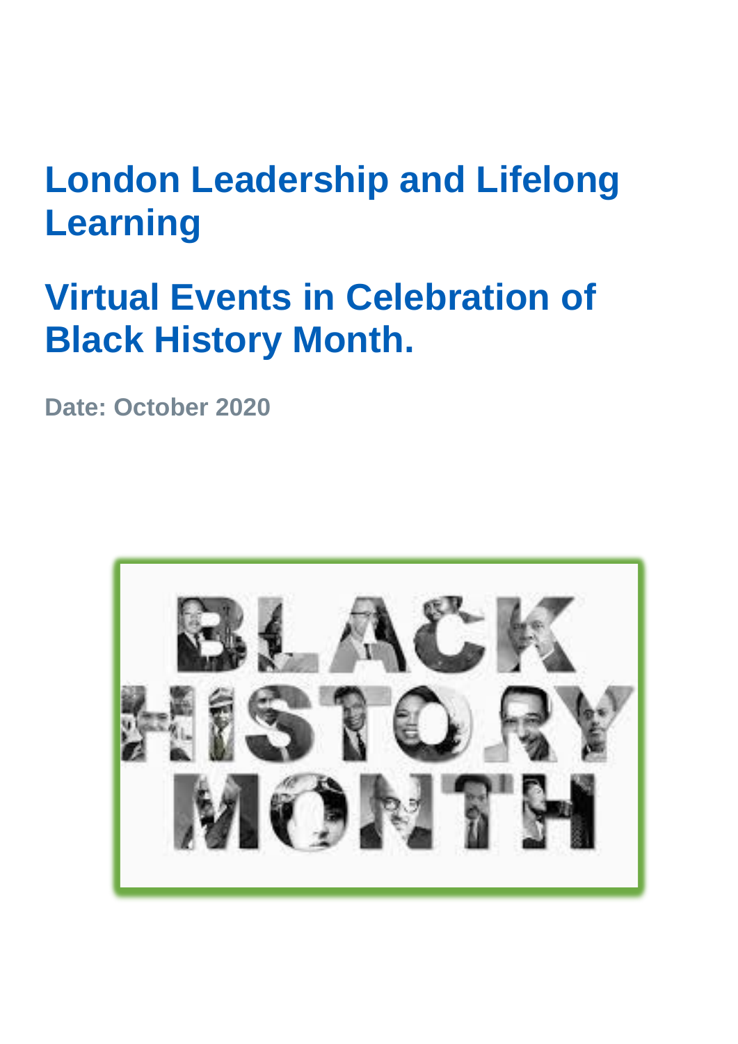# London Leadership and Lifelong Learning

# Virtual Events in Celebration of Black History Month.

**Date: October 2020**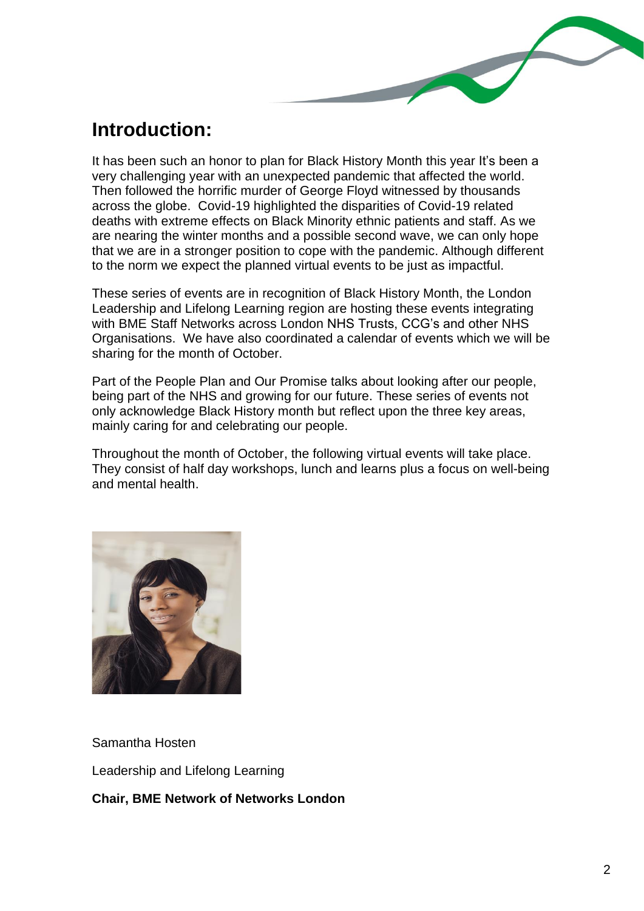## Introduction:

It has been such an honor to plan for Black History Month this year It's been a very challenging year with an unexpected pandemic that affected the world. Then followed the horrific murder of George Floyd witnessed by thousands across the globe. Covid-19 highlighted the disparities of Covid-19 related deaths with extreme effects on Black Minority ethnic patients and staff. As we are nearing the winter months and a possible second wave, we can only hope that we are in a stronger position to cope with the pandemic. Although different to the norm we expect the planned virtual events to be just as impactful.

These series of events are in recognition of Black History Month, the London Leadership and Lifelong Learning region are hosting these events integrating with BME Staff Networks across London NHS Trusts, CCG's and other NHS Organisations. We have also coordinated a calendar of events which we will be sharing for the month of October.

Part of the People Plan and Our Promise talks about looking after our people, being part of the NHS and growing for our future. These series of events not only acknowledge Black History month but reflect upon the three key areas, mainly caring for and celebrating our people.

Throughout the month of October, the following virtual events will take place. They consist of half day workshops, lunch and learns plus a focus on well-being and mental health.

Samantha Hosten

Leadership and Lifelong Learning

**Chair, BME Network of Networks London**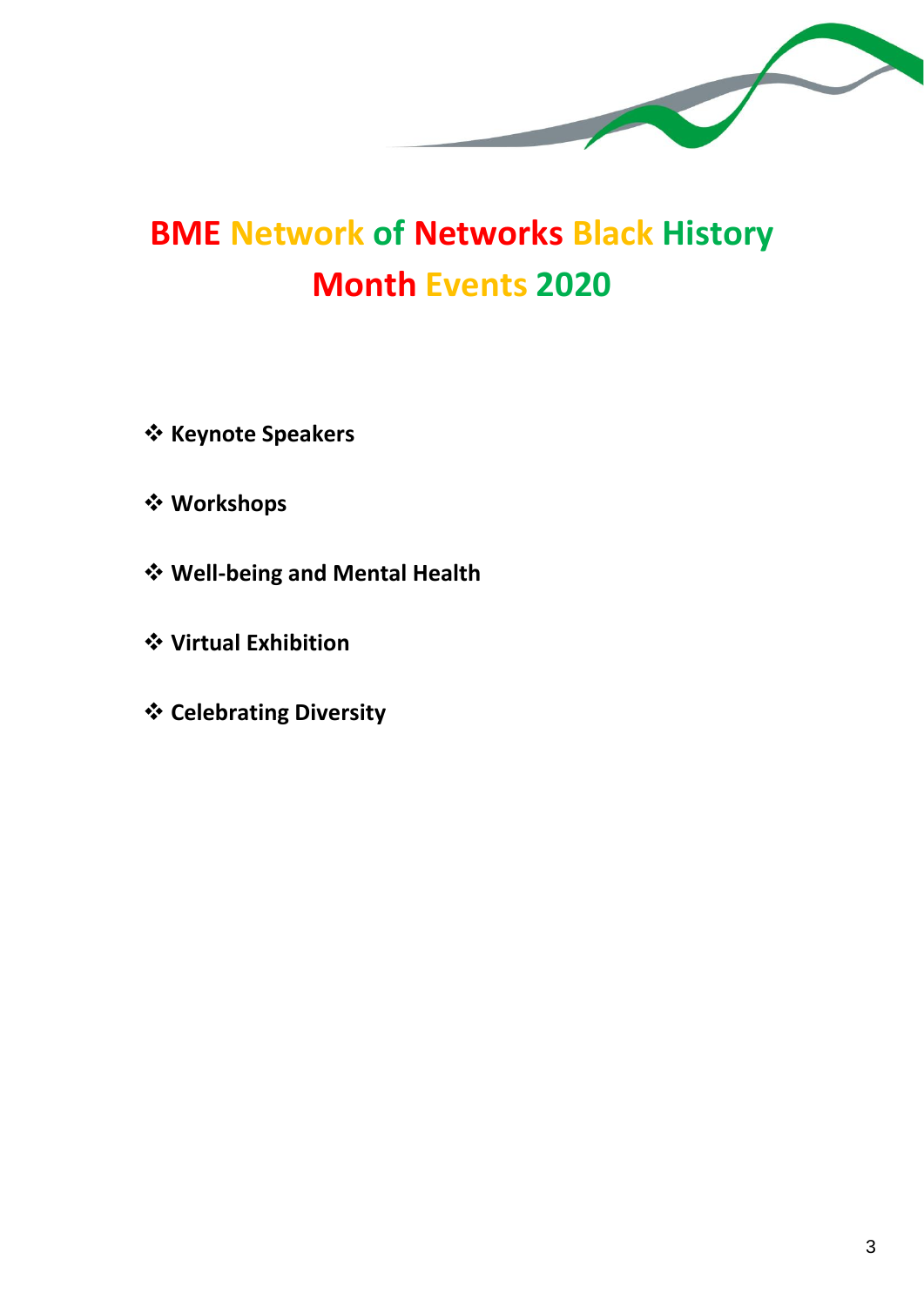# BME Network of Networks Black History Month Events 2020

- **Keynote Speakers**
- **Workshops**
- **Well-being and Mental Health**
- **Virtual Exhibition**
- **Celebrating Diversity**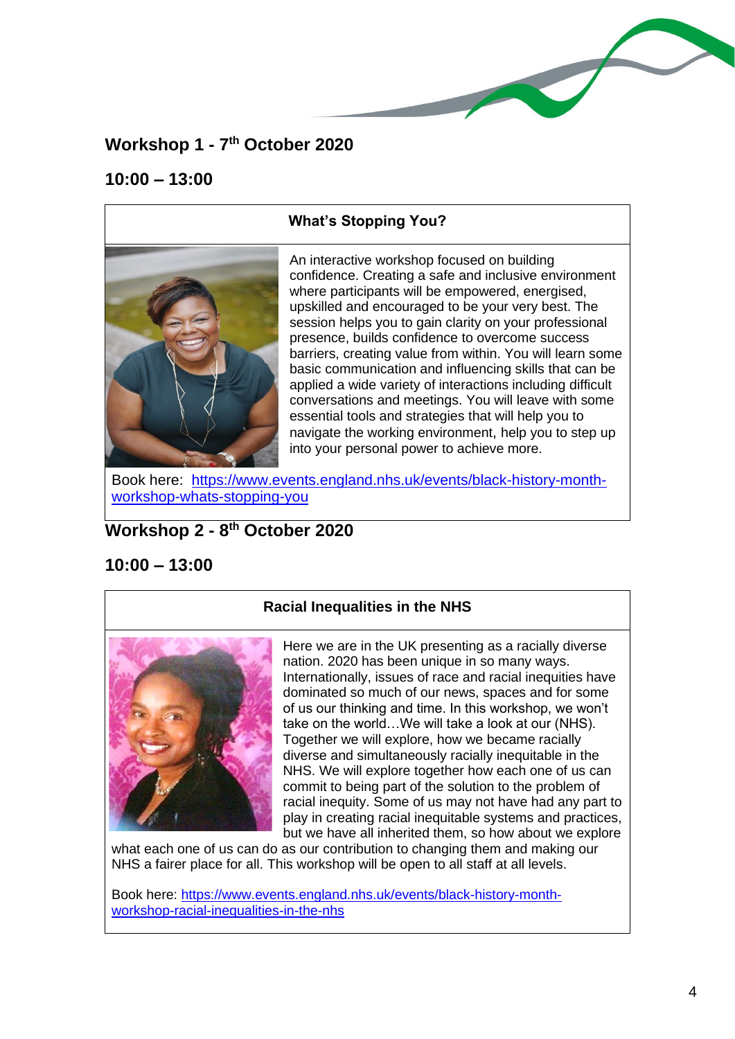## Workshop 1 - 7th October 2020

## 10:00 – 13:00

### What's Stopping You?

An interactive workshop focused on building confidence. Creating a safe and inclusive environment where participants will be empowered, energised, upskilled and encouraged to be your very best. The session helps you to gain clarity on your professional presence, builds confidence to overcome success barriers, creating value from within. You will learn some basic communication and influencing skills that can be applied a wide variety of interactions including difficult conversations and meetings. You will leave with some essential tools and strategies that will help you to navigate the working environment, help you to step up into your personal power to achieve more.

Book here: [https://www.events.england.nhs.uk/events/black-history-month-workshop-whats-stopping-you](https://www.events.england.nhs.uk/events/black-history-month-workshop-whats-stopping-you)

## Workshop 2 - 8th October 2020

## 10:00 – 13:00

### Racial Inequalities in the NHS

Here we are in the UK presenting as a racially diverse nation. 2020 has been unique in so many ways. Internationally, issues of race and racial inequities have dominated so much of our news, spaces and for some of us our thinking and time. In this workshop, we won't take on the world…We will take a look at our (NHS). Together we will explore, how we became racially diverse and simultaneously racially inequitable in the NHS. We will explore together how each one of us can commit to being part of the solution to the problem of racial inequity. Some of us may not have had any part to play in creating racial inequitable systems and practices, but we have all inherited them, so how about we explore what each one of us can do as our contribution to changing them and making our NHS a fairer place for all. This workshop will be open to all staff at all levels.

Book here: [https://www.events.england.nhs.uk/events/black-history-month-workshop-racial-inequalities-in-the-nhs](https://www.events.england.nhs.uk/events/black-history-month-workshop-racial-inequalities-in-the-nhs)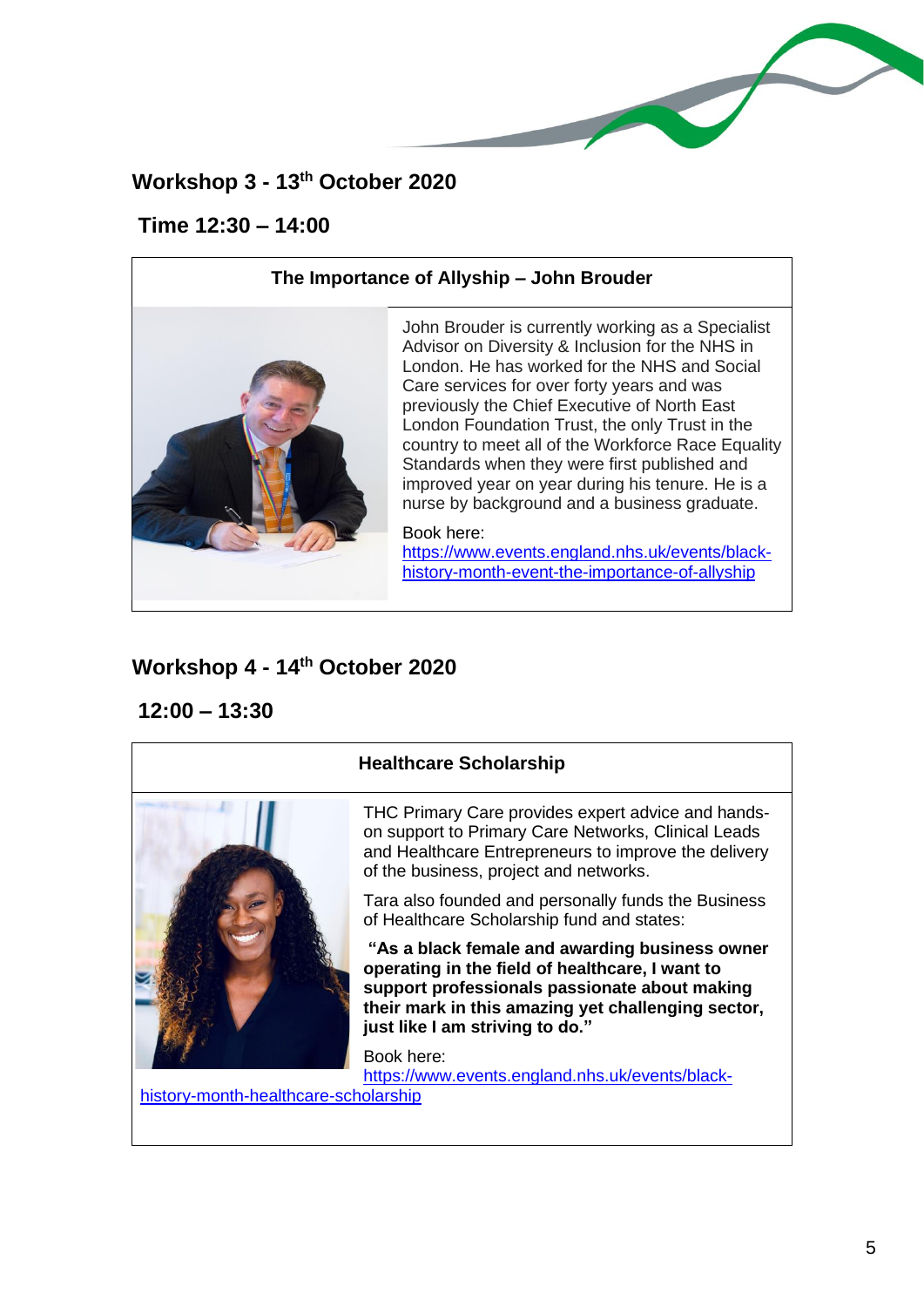## Workshop 3 - 13th October 2020

## Time 12:30 – 14:00

### The Importance of Allyship – John Brouder

John Brouder is currently working as a Specialist Advisor on Diversity & Inclusion for the NHS in London. He has worked for the NHS and Social Care services for over forty years and was previously the Chief Executive of North East London Foundation Trust, the only Trust in the country to meet all of the Workforce Race Equality Standards when they were first published and improved year on year during his tenure. He is a nurse by background and a business graduate.

Book here:
https://www.events.england.nhs.uk/events/black-history-month-event-the-importance-of-allyship

## Workshop 4 - 14th October 2020

## 12:00 – 13:30

### Healthcare Scholarship

THC Primary Care provides expert advice and hands-on support to Primary Care Networks, Clinical Leads and Healthcare Entrepreneurs to improve the delivery of the business, project and networks.

Tara also founded and personally funds the Business of Healthcare Scholarship fund and states:

**"As a black female and awarding business owner operating in the field of healthcare, I want to support professionals passionate about making their mark in this amazing yet challenging sector, just like I am striving to do."**

Book here:
https://www.events.england.nhs.uk/events/black-history-month-healthcare-scholarship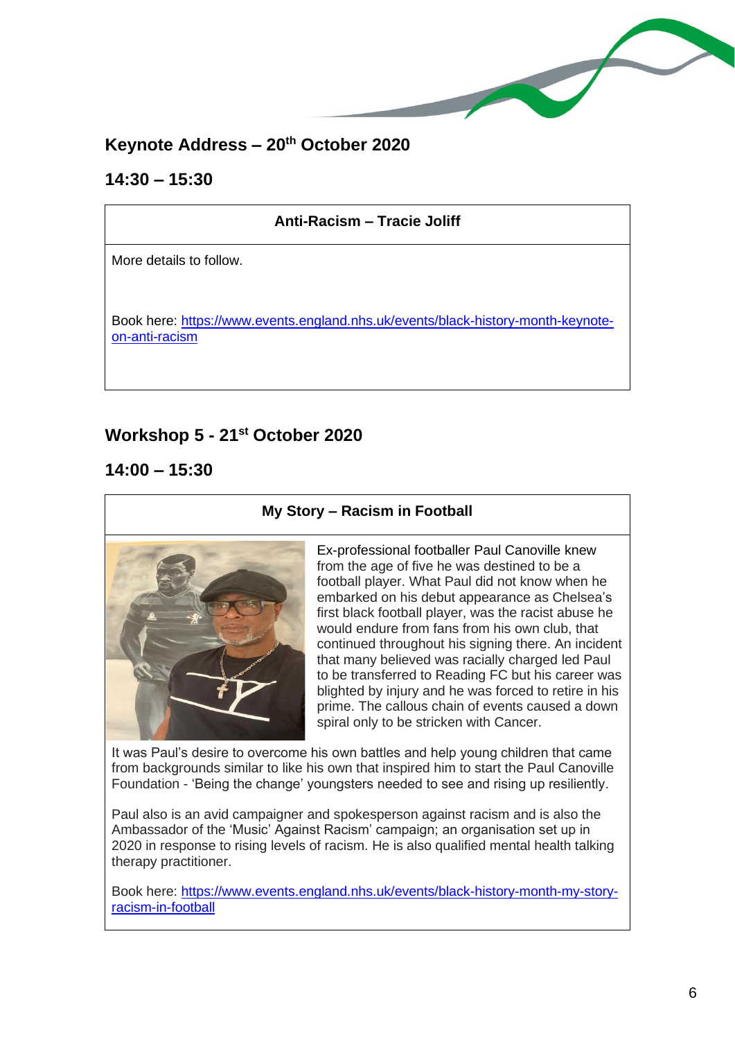## Keynote Address – 20th October 2020

## 14:30 – 15:30

### Anti-Racism – Tracie Joliff

More details to follow.

Book here: https://www.events.england.nhs.uk/events/black-history-month-keynote-on-anti-racism

## Workshop 5 - 21st October 2020

## 14:00 – 15:30

### My Story – Racism in Football

Ex-professional footballer Paul Canoville knew from the age of five he was destined to be a football player. What Paul did not know when he embarked on his debut appearance as Chelsea's first black football player, was the racist abuse he would endure from fans from his own club, that continued throughout his signing there. An incident that many believed was racially charged led Paul to be transferred to Reading FC but his career was blighted by injury and he was forced to retire in his prime. The callous chain of events caused a down spiral only to be stricken with Cancer.

It was Paul's desire to overcome his own battles and help young children that came from backgrounds similar to like his own that inspired him to start the Paul Canoville Foundation - 'Being the change' youngsters needed to see and rising up resiliently.

Paul also is an avid campaigner and spokesperson against racism and is also the Ambassador of the 'Music' Against Racism' campaign; an organisation set up in 2020 in response to rising levels of racism. He is also qualified mental health talking therapy practitioner.

Book here: https://www.events.england.nhs.uk/events/black-history-month-my-story-racism-in-football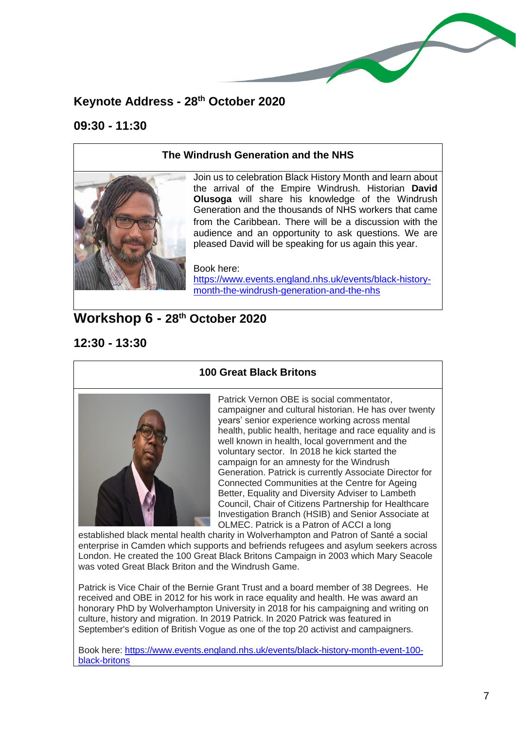## Keynote Address - 28th October 2020

## 09:30 - 11:30

### The Windrush Generation and the NHS

Join us to celebration Black History Month and learn about the arrival of the Empire Windrush. Historian **David Olusoga** will share his knowledge of the Windrush Generation and the thousands of NHS workers that came from the Caribbean. There will be a discussion with the audience and an opportunity to ask questions. We are pleased David will be speaking for us again this year.

Book here: [https://www.events.england.nhs.uk/events/black-history-month-the-windrush-generation-and-the-nhs](https://www.events.england.nhs.uk/events/black-history-month-the-windrush-generation-and-the-nhs)

## Workshop 6 - 28th October 2020

## 12:30 - 13:30

### 100 Great Black Britons

Patrick Vernon OBE is social commentator, campaigner and cultural historian. He has over twenty years' senior experience working across mental health, public health, heritage and race equality and is well known in health, local government and the voluntary sector. In 2018 he kick started the campaign for an amnesty for the Windrush Generation. Patrick is currently Associate Director for Connected Communities at the Centre for Ageing Better, Equality and Diversity Adviser to Lambeth Council, Chair of Citizens Partnership for Healthcare Investigation Branch (HSIB) and Senior Associate at OLMEC. Patrick is a Patron of ACCI a long established black mental health charity in Wolverhampton and Patron of Santé a social enterprise in Camden which supports and befriends refugees and asylum seekers across London. He created the 100 Great Black Britons Campaign in 2003 which Mary Seacole was voted Great Black Briton and the Windrush Game.

Patrick is Vice Chair of the Bernie Grant Trust and a board member of 38 Degrees. He received and OBE in 2012 for his work in race equality and health. He was award an honorary PhD by Wolverhampton University in 2018 for his campaigning and writing on culture, history and migration. In 2019 Patrick. In 2020 Patrick was featured in September's edition of British Vogue as one of the top 20 activist and campaigners.

Book here: [https://www.events.england.nhs.uk/events/black-history-month-event-100-black-britons](https://www.events.england.nhs.uk/events/black-history-month-event-100-black-britons)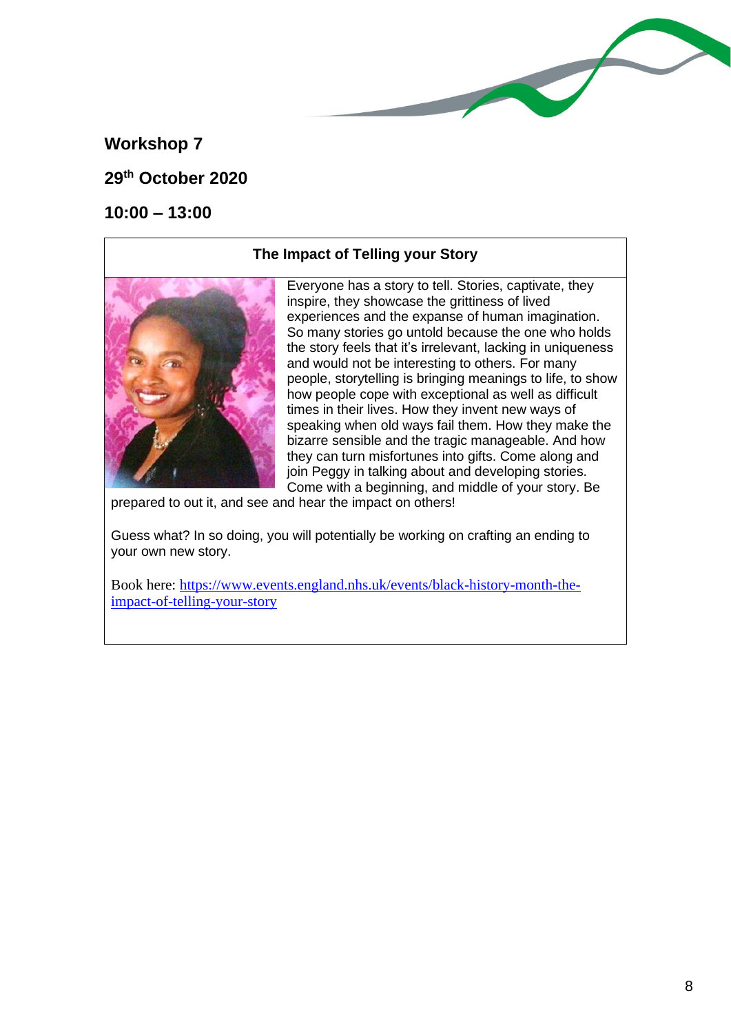**Workshop 7**

**29th October 2020**

**10:00 – 13:00**

**The Impact of Telling your Story**

Everyone has a story to tell. Stories, captivate, they inspire, they showcase the grittiness of lived experiences and the expanse of human imagination. So many stories go untold because the one who holds the story feels that it's irrelevant, lacking in uniqueness and would not be interesting to others. For many people, storytelling is bringing meanings to life, to show how people cope with exceptional as well as difficult times in their lives. How they invent new ways of speaking when old ways fail them. How they make the bizarre sensible and the tragic manageable. And how they can turn misfortunes into gifts. Come along and join Peggy in talking about and developing stories. Come with a beginning, and middle of your story. Be prepared to out it, and see and hear the impact on others!

Guess what? In so doing, you will potentially be working on crafting an ending to your own new story.

Book here: [https://www.events.england.nhs.uk/events/black-history-month-the-impact-of-telling-your-story](https://www.events.england.nhs.uk/events/black-history-month-the-impact-of-telling-your-story)